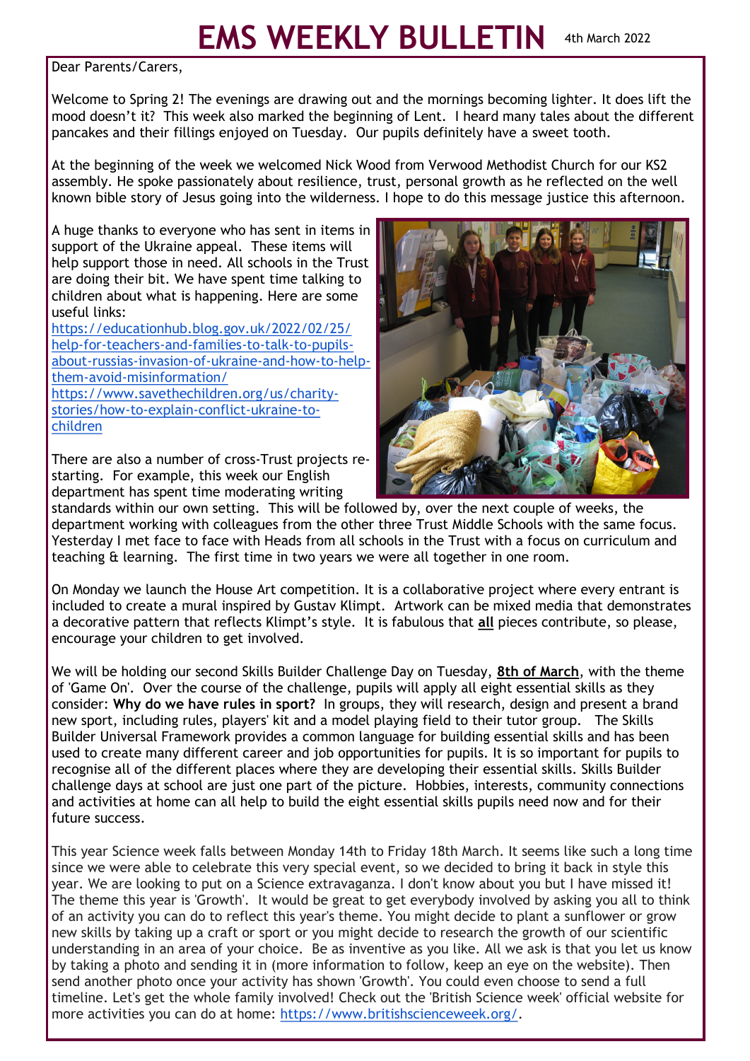# EMS WEEKLY BULLETIN

4th March 2022

Dear Parents/Carers,

Welcome to Spring 2! The evenings are drawing out and the mornings becoming lighter. It does lift the mood doesn't it? This week also marked the beginning of Lent. I heard many tales about the different pancakes and their fillings enjoyed on Tuesday. Our pupils definitely have a sweet tooth.

At the beginning of the week we welcomed Nick Wood from Verwood Methodist Church for our KS2 assembly. He spoke passionately about resilience, trust, personal growth as he reflected on the well known bible story of Jesus going into the wilderness. I hope to do this message justice this afternoon.

A huge thanks to everyone who has sent in items in support of the Ukraine appeal. These items will help support those in need. All schools in the Trust are doing their bit. We have spent time talking to children about what is happening. Here are some useful links:
https://educationhub.blog.gov.uk/2022/02/25/help-for-teachers-and-families-to-talk-to-pupils-about-russias-invasion-of-ukraine-and-how-to-help-them-avoid-misinformation/
https://www.savethechildren.org/us/charity-stories/how-to-explain-conflict-ukraine-to-children

There are also a number of cross-Trust projects re-starting. For example, this week our English department has spent time moderating writing standards within our own setting. This will be followed by, over the next couple of weeks, the department working with colleagues from the other three Trust Middle Schools with the same focus. Yesterday I met face to face with Heads from all schools in the Trust with a focus on curriculum and teaching & learning. The first time in two years we were all together in one room.

On Monday we launch the House Art competition. It is a collaborative project where every entrant is included to create a mural inspired by Gustav Klimpt. Artwork can be mixed media that demonstrates a decorative pattern that reflects Klimpt's style. It is fabulous that **all** pieces contribute, so please, encourage your children to get involved.

We will be holding our second Skills Builder Challenge Day on Tuesday, **8th of March**, with the theme of 'Game On'. Over the course of the challenge, pupils will apply all eight essential skills as they consider: **Why do we have rules in sport?** In groups, they will research, design and present a brand new sport, including rules, players' kit and a model playing field to their tutor group. The Skills Builder Universal Framework provides a common language for building essential skills and has been used to create many different career and job opportunities for pupils. It is so important for pupils to recognise all of the different places where they are developing their essential skills. Skills Builder challenge days at school are just one part of the picture. Hobbies, interests, community connections and activities at home can all help to build the eight essential skills pupils need now and for their future success.

This year Science week falls between Monday 14th to Friday 18th March. It seems like such a long time since we were able to celebrate this very special event, so we decided to bring it back in style this year. We are looking to put on a Science extravaganza. I don't know about you but I have missed it! The theme this year is 'Growth'. It would be great to get everybody involved by asking you all to think of an activity you can do to reflect this year's theme. You might decide to plant a sunflower or grow new skills by taking up a craft or sport or you might decide to research the growth of our scientific understanding in an area of your choice. Be as inventive as you like. All we ask is that you let us know by taking a photo and sending it in (more information to follow, keep an eye on the website). Then send another photo once your activity has shown 'Growth'. You could even choose to send a full timeline. Let's get the whole family involved! Check out the 'British Science week' official website for more activities you can do at home: https://www.britishscienceweek.org/.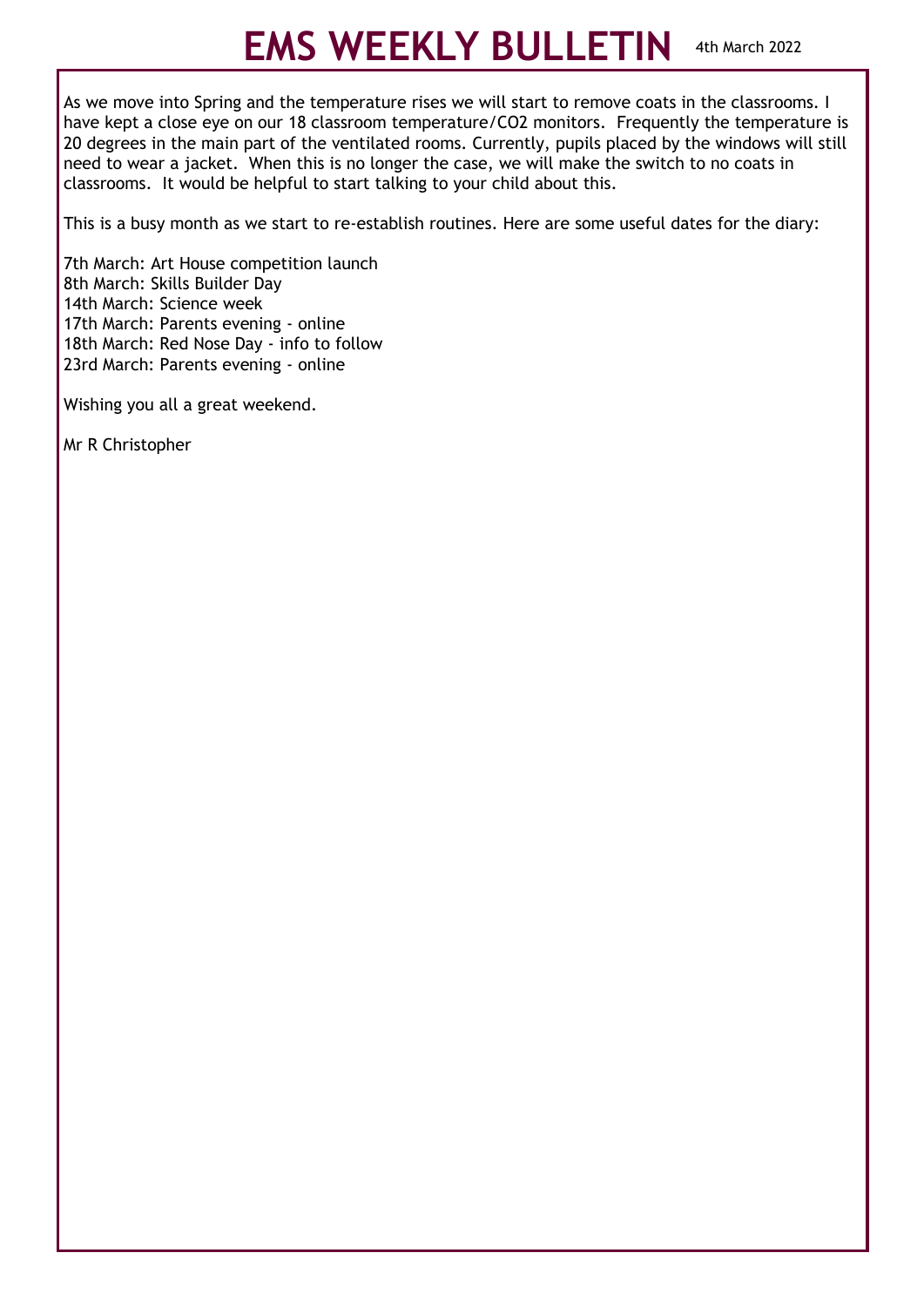# EMS WEEKLY BULLETIN

4th March 2022

As we move into Spring and the temperature rises we will start to remove coats in the classrooms. I have kept a close eye on our 18 classroom temperature/$CO_2$ monitors. Frequently the temperature is 20 degrees in the main part of the ventilated rooms. Currently, pupils placed by the windows will still need to wear a jacket. When this is no longer the case, we will make the switch to no coats in classrooms. It would be helpful to start talking to your child about this.

This is a busy month as we start to re-establish routines. Here are some useful dates for the diary:

7th March: Art House competition launch
8th March: Skills Builder Day
14th March: Science week
17th March: Parents evening - online
18th March: Red Nose Day - info to follow
23rd March: Parents evening - online

Wishing you all a great weekend.

Mr R Christopher